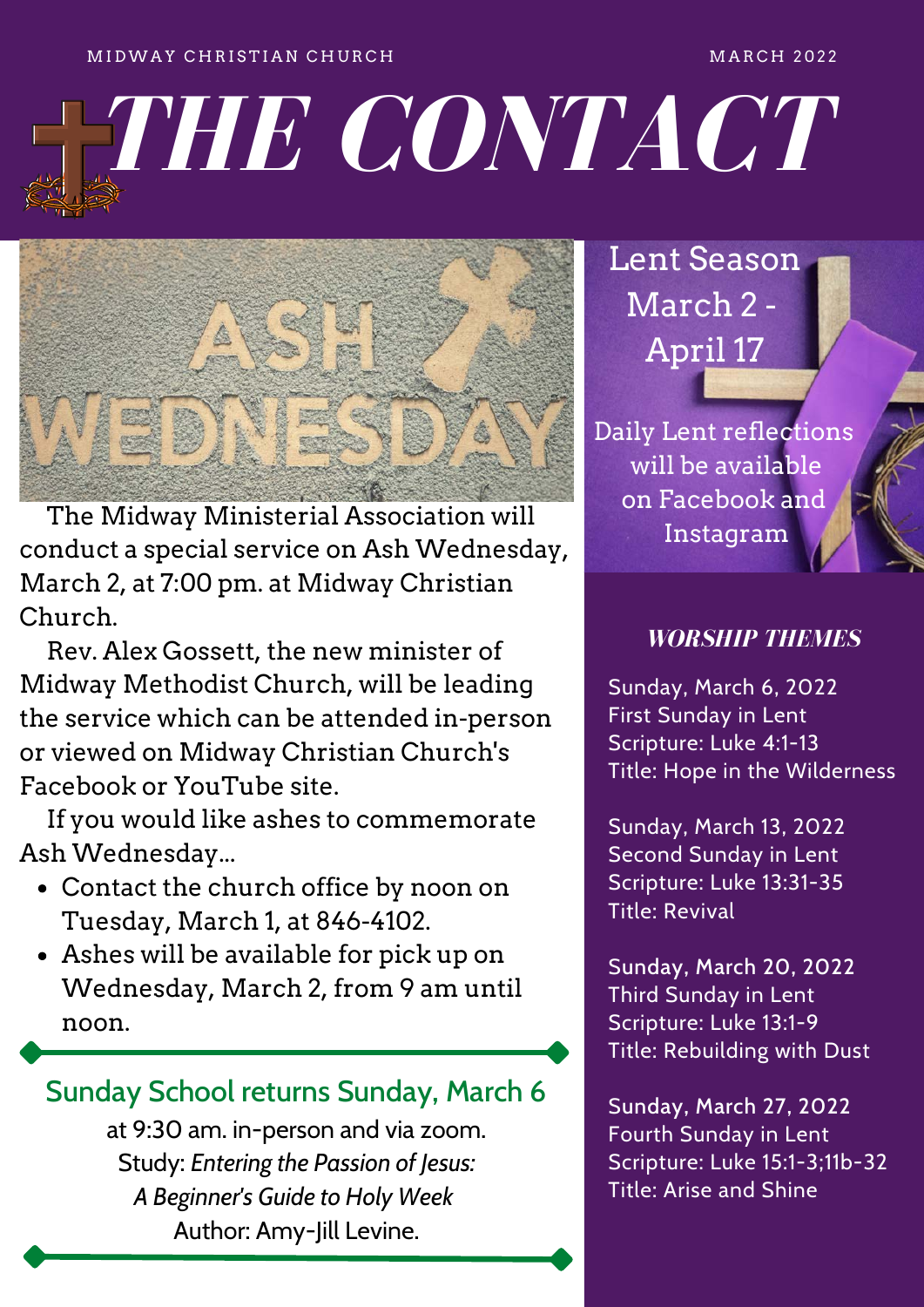MIDWAY CHRISTIAN CHURCH

MARCH 2022

# THE CONTACT

The Midway Ministerial Association will conduct a special service on Ash Wednesday, March 2, at 7:00 pm. at Midway Christian Church.

Rev. Alex Gossett, the new minister of Midway Methodist Church, will be leading the service which can be attended in-person or viewed on Midway Christian Church's Facebook or YouTube site.

If you would like ashes to commemorate Ash Wednesday...

- Contact the church office by noon on Tuesday, March 1, at 846-4102.
- Ashes will be available for pick up on Wednesday, March 2, from 9 am until noon.

## Sunday School returns Sunday, March 6

at 9:30 am. in-person and via zoom.
Study: *Entering the Passion of Jesus: A Beginner's Guide to Holy Week*
Author: Amy-Jill Levine.

## Lent Season March 2 - April 17

Daily Lent reflections will be available on Facebook and Instagram

### *WORSHIP THEMES*

Sunday, March 6, 2022
First Sunday in Lent
Scripture: Luke 4:1-13
Title: Hope in the Wilderness

Sunday, March 13, 2022
Second Sunday in Lent
Scripture: Luke 13:31-35
Title: Revival

Sunday, March 20, 2022
Third Sunday in Lent
Scripture: Luke 13:1-9
Title: Rebuilding with Dust

Sunday, March 27, 2022
Fourth Sunday in Lent
Scripture: Luke 15:1-3;11b-32
Title: Arise and Shine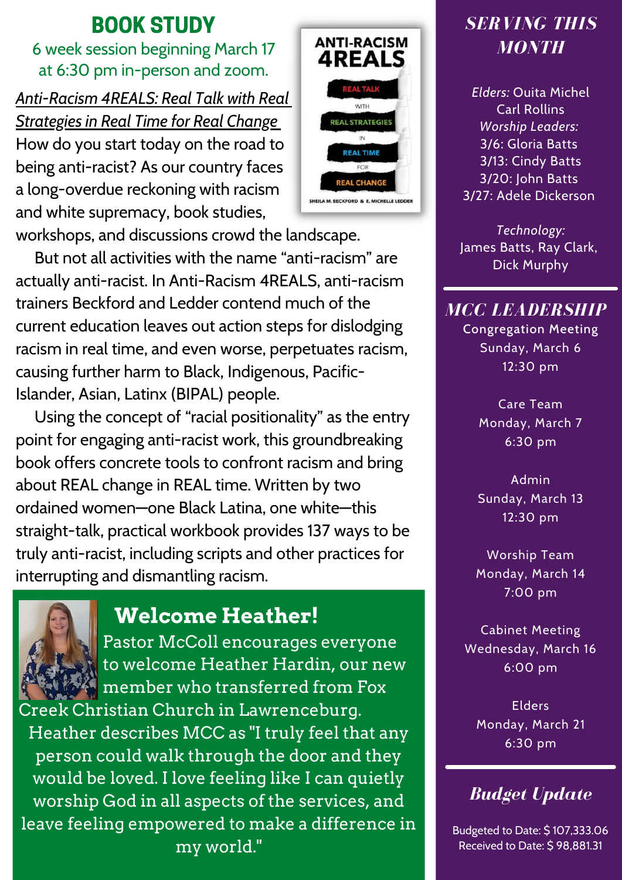## BOOK STUDY

6 week session beginning March 17 at 6:30 pm in-person and zoom.

*Anti-Racism 4REALS: Real Talk with Real Strategies in Real Time for Real Change*

How do you start today on the road to being anti-racist? As our country faces a long-overdue reckoning with racism and white supremacy, book studies, workshops, and discussions crowd the landscape.

But not all activities with the name "anti-racism" are actually anti-racist. In Anti-Racism 4REALS, anti-racism trainers Beckford and Ledder contend much of the current education leaves out action steps for dislodging racism in real time, and even worse, perpetuates racism, causing further harm to Black, Indigenous, Pacific-Islander, Asian, Latinx (BIPAL) people.

Using the concept of "racial positionality" as the entry point for engaging anti-racist work, this groundbreaking book offers concrete tools to confront racism and bring about REAL change in REAL time. Written by two ordained women—one Black Latina, one white—this straight-talk, practical workbook provides 137 ways to be truly anti-racist, including scripts and other practices for interrupting and dismantling racism.

## Welcome Heather!

Pastor McColl encourages everyone to welcome Heather Hardin, our new member who transferred from Fox Creek Christian Church in Lawrenceburg. Heather describes MCC as "I truly feel that any person could walk through the door and they would be loved. I love feeling like I can quietly worship God in all aspects of the services, and leave feeling empowered to make a difference in my world."

## *SERVING THIS MONTH*

*Elders:* Ouita Michel
Carl Rollins

*Worship Leaders:*
3/6: Gloria Batts
3/13: Cindy Batts
3/20: John Batts
3/27: Adele Dickerson

*Technology:*
James Batts, Ray Clark, Dick Murphy

## *MCC LEADERSHIP*

Congregation Meeting
Sunday, March 6
12:30 pm

Care Team
Monday, March 7
6:30 pm

Admin
Sunday, March 13
12:30 pm

Worship Team
Monday, March 14
7:00 pm

Cabinet Meeting
Wednesday, March 16
6:00 pm

Elders
Monday, March 21
6:30 pm

## *Budget Update*

Budgeted to Date: $ 107,333.06
Received to Date: $ 98,881.31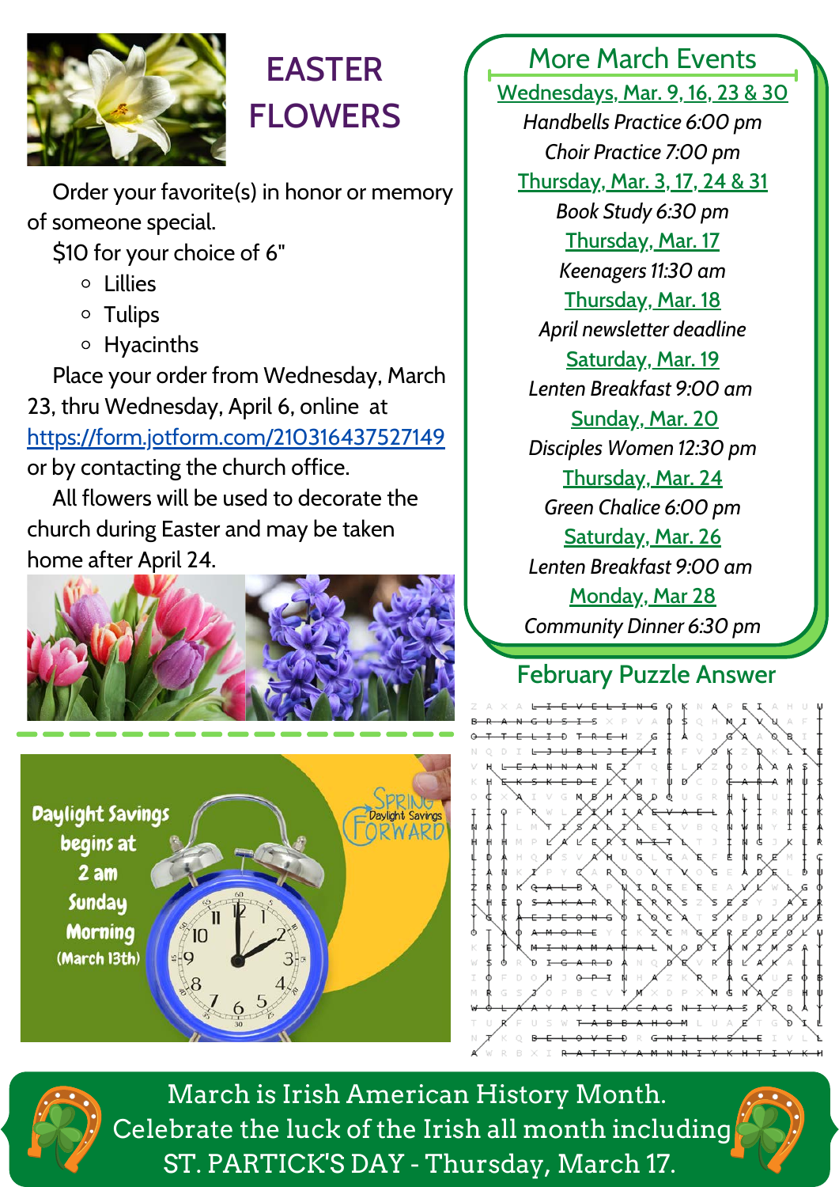# EASTER FLOWERS

Order your favorite(s) in honor or memory of someone special.

$10 for your choice of 6"

- Lillies
- Tulips
- Hyacinths

Place your order from Wednesday, March 23, thru Wednesday, April 6, online at https://form.jotform.com/210316437527149 or by contacting the church office.

All flowers will be used to decorate the church during Easter and may be taken home after April 24.

Daylight Savings begins at 2 am Sunday Morning (March 13th)

SPRING FORWARD Daylight Savings

## More March Events

**Wednesdays, Mar. 9, 16, 23 & 30**
*Handbells Practice 6:00 pm*
*Choir Practice 7:00 pm*

**Thursday, Mar. 3, 17, 24 & 31**
*Book Study 6:30 pm*

**Thursday, Mar. 17**
*Keenagers 11:30 am*

**Thursday, Mar. 18**
*April newsletter deadline*

**Saturday, Mar. 19**
*Lenten Breakfast 9:00 am*

**Sunday, Mar. 20**
*Disciples Women 12:30 pm*

**Thursday, Mar. 24**
*Green Chalice 6:00 pm*

**Saturday, Mar. 26**
*Lenten Breakfast 9:00 am*

**Monday, Mar 28**
*Community Dinner 6:30 pm*

## February Puzzle Answer

March is Irish American History Month.
Celebrate the luck of the Irish all month including
ST. PARTICK'S DAY - Thursday, March 17.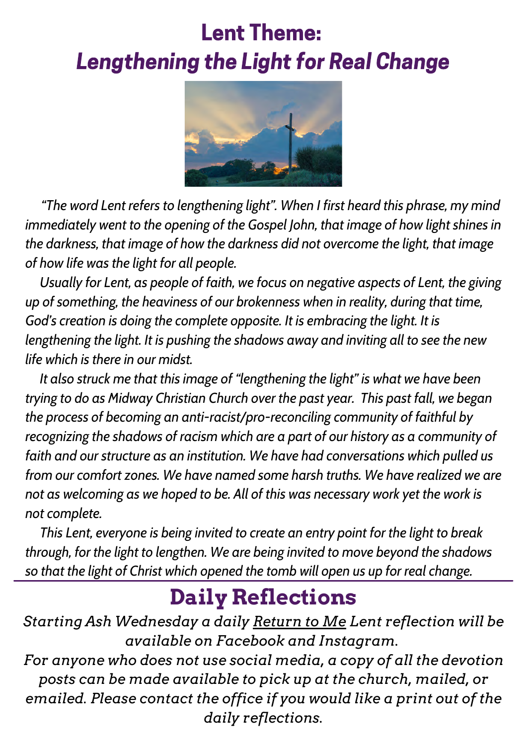# Lent Theme:
# *Lengthening the Light for Real Change*

*"The word Lent refers to lengthening light". When I first heard this phrase, my mind immediately went to the opening of the Gospel John, that image of how light shines in the darkness, that image of how the darkness did not overcome the light, that image of how life was the light for all people.*

*Usually for Lent, as people of faith, we focus on negative aspects of Lent, the giving up of something, the heaviness of our brokenness when in reality, during that time, God's creation is doing the complete opposite. It is embracing the light. It is lengthening the light. It is pushing the shadows away and inviting all to see the new life which is there in our midst.*

*It also struck me that this image of "lengthening the light" is what we have been trying to do as Midway Christian Church over the past year. This past fall, we began the process of becoming an anti-racist/pro-reconciling community of faithful by recognizing the shadows of racism which are a part of our history as a community of faith and our structure as an institution. We have had conversations which pulled us from our comfort zones. We have named some harsh truths. We have realized we are not as welcoming as we hoped to be. All of this was necessary work yet the work is not complete.*

*This Lent, everyone is being invited to create an entry point for the light to break through, for the light to lengthen. We are being invited to move beyond the shadows so that the light of Christ which opened the tomb will open us up for real change.*

---

## Daily Reflections

*Starting Ash Wednesday a daily Return to Me Lent reflection will be available on Facebook and Instagram.*

*For anyone who does not use social media, a copy of all the devotion posts can be made available to pick up at the church, mailed, or emailed. Please contact the office if you would like a print out of the daily reflections.*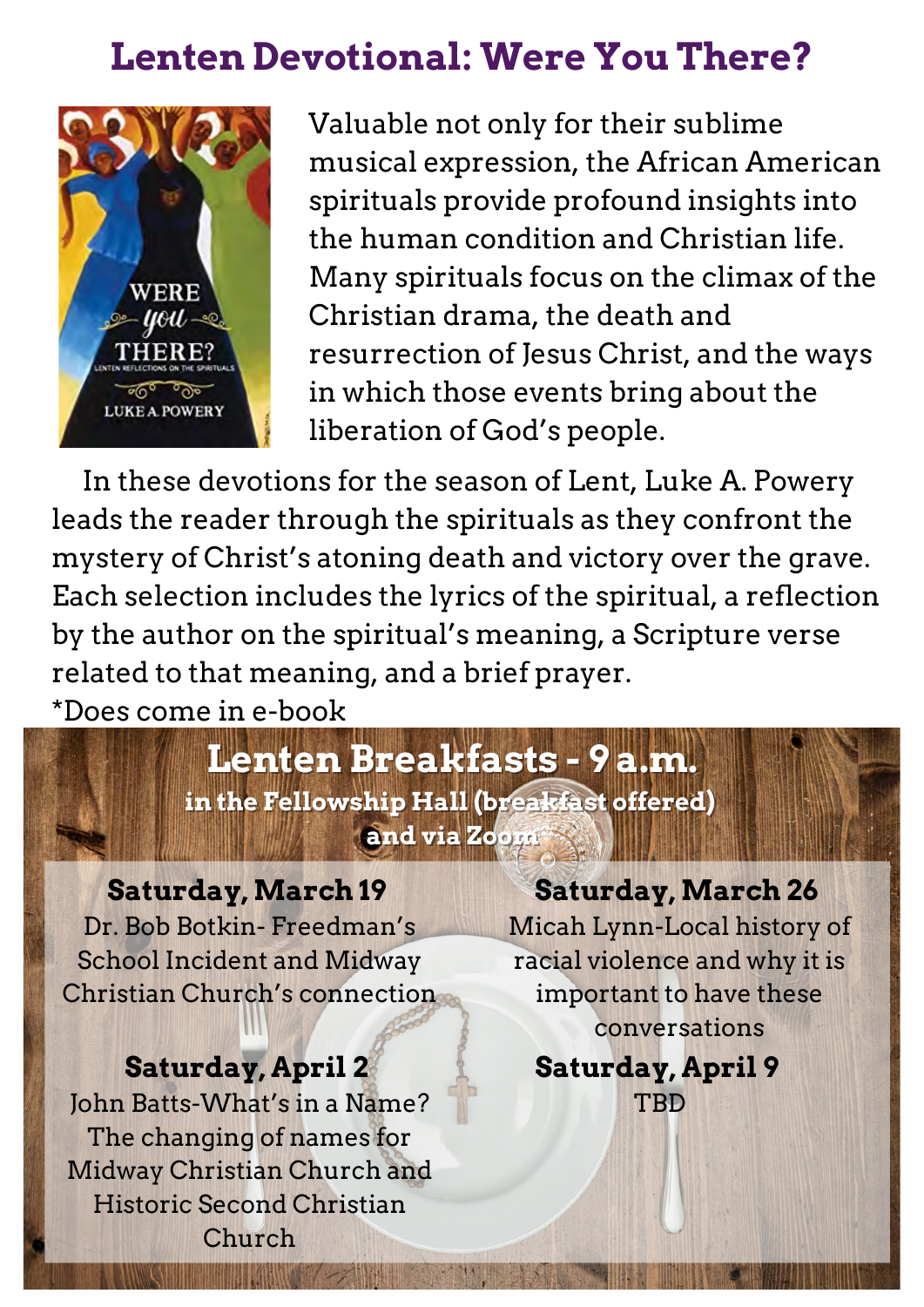# Lenten Devotional: Were You There?

Valuable not only for their sublime musical expression, the African American spirituals provide profound insights into the human condition and Christian life. Many spirituals focus on the climax of the Christian drama, the death and resurrection of Jesus Christ, and the ways in which those events bring about the liberation of God's people.

In these devotions for the season of Lent, Luke A. Powery leads the reader through the spirituals as they confront the mystery of Christ's atoning death and victory over the grave. Each selection includes the lyrics of the spiritual, a reflection by the author on the spiritual's meaning, a Scripture verse related to that meaning, and a brief prayer.

*Does come in e-book

## Lenten Breakfasts - 9 a.m.

**in the Fellowship Hall (breakfast offered) and via Zoom**

**Saturday, March 19**
Dr. Bob Botkin- Freedman's School Incident and Midway Christian Church's connection

**Saturday, March 26**
Micah Lynn-Local history of racial violence and why it is important to have these conversations

**Saturday, April 2**
John Batts-What's in a Name? The changing of names for Midway Christian Church and Historic Second Christian Church

**Saturday, April 9**
TBD